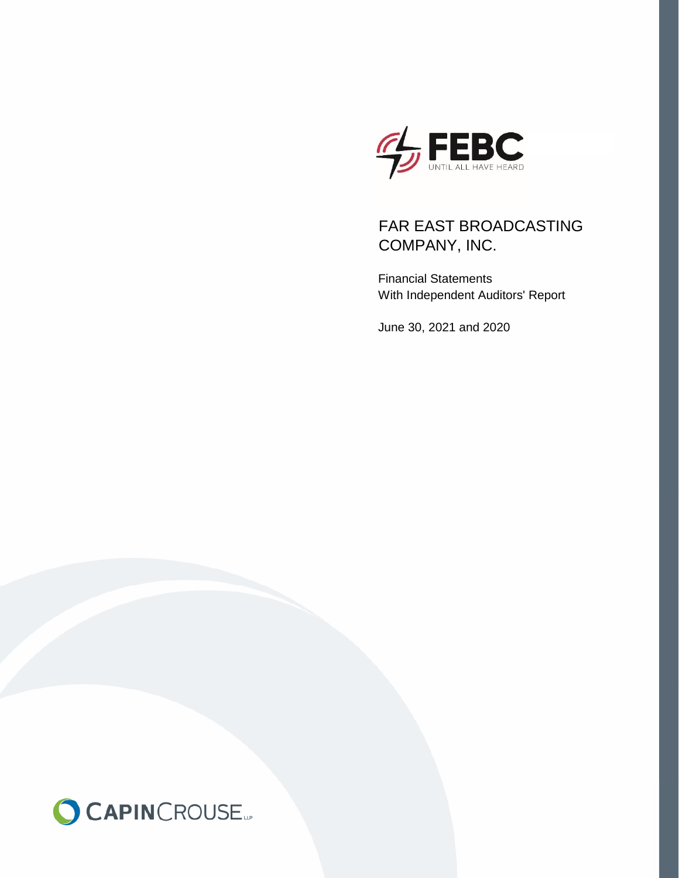FEBC

UNTIL ALL HAVE HEARD

# FAR EAST BROADCASTING COMPANY, INC.

Financial Statements
With Independent Auditors' Report

June 30, 2021 and 2020

CAPINCROUSE LLP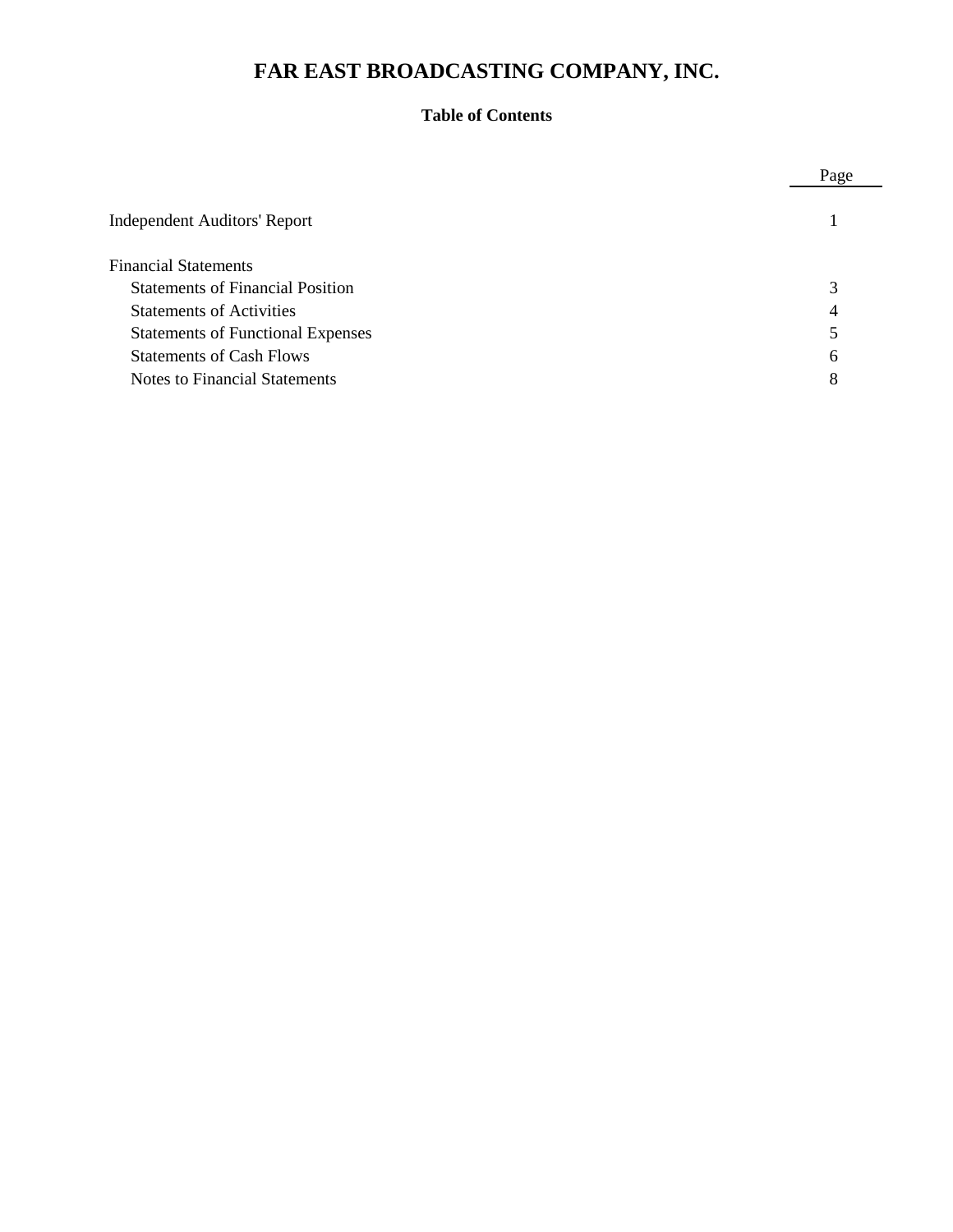# FAR EAST BROADCASTING COMPANY, INC.

## Table of Contents

| | Page |
|---|---|
| Independent Auditors' Report | 1 |
| Financial Statements | |
| Statements of Financial Position | 3 |
| Statements of Activities | 4 |
| Statements of Functional Expenses | 5 |
| Statements of Cash Flows | 6 |
| Notes to Financial Statements | 8 |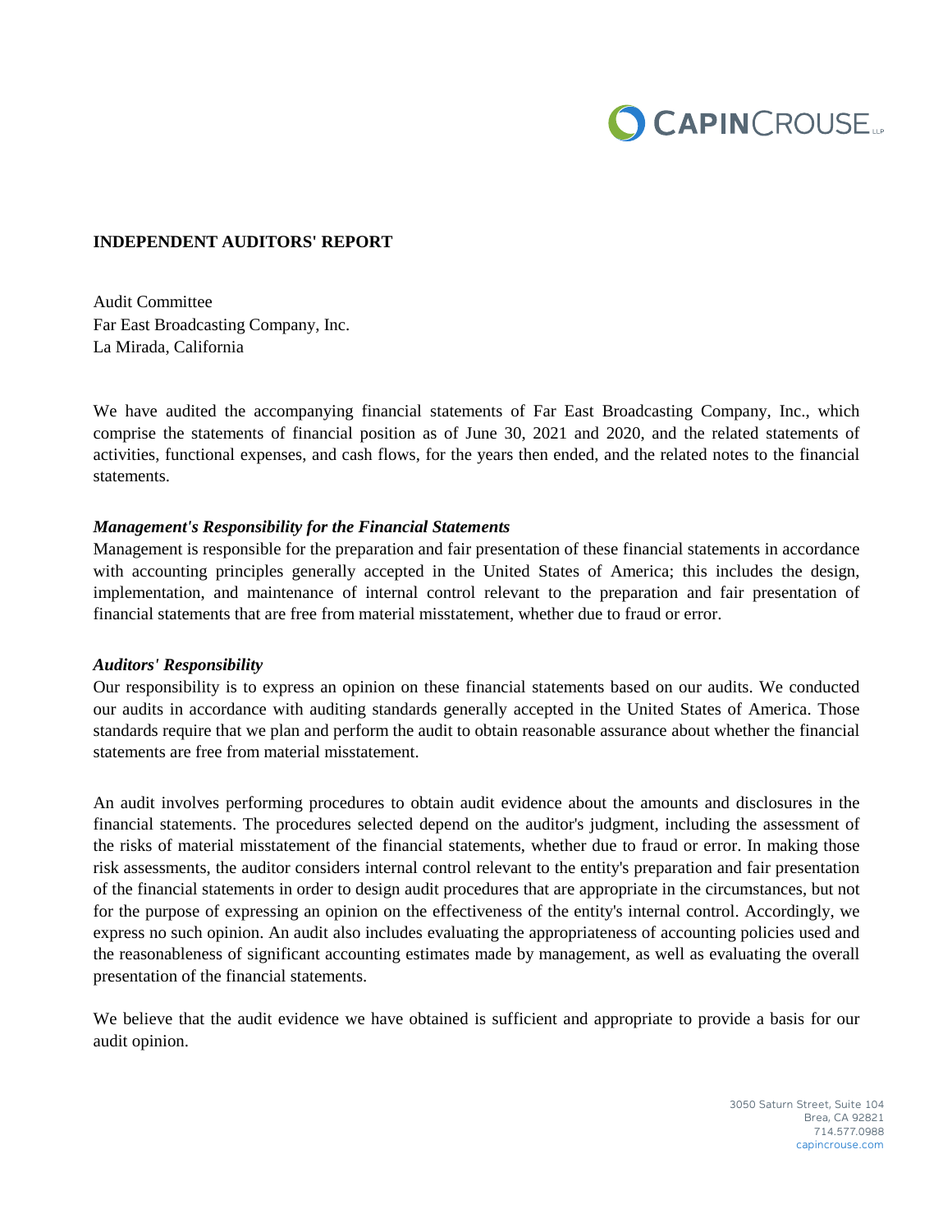## INDEPENDENT AUDITORS' REPORT

Audit Committee
Far East Broadcasting Company, Inc.
La Mirada, California

We have audited the accompanying financial statements of Far East Broadcasting Company, Inc., which comprise the statements of financial position as of June 30, 2021 and 2020, and the related statements of activities, functional expenses, and cash flows, for the years then ended, and the related notes to the financial statements.

***Management's Responsibility for the Financial Statements***

Management is responsible for the preparation and fair presentation of these financial statements in accordance with accounting principles generally accepted in the United States of America; this includes the design, implementation, and maintenance of internal control relevant to the preparation and fair presentation of financial statements that are free from material misstatement, whether due to fraud or error.

***Auditors' Responsibility***

Our responsibility is to express an opinion on these financial statements based on our audits. We conducted our audits in accordance with auditing standards generally accepted in the United States of America. Those standards require that we plan and perform the audit to obtain reasonable assurance about whether the financial statements are free from material misstatement.

An audit involves performing procedures to obtain audit evidence about the amounts and disclosures in the financial statements. The procedures selected depend on the auditor's judgment, including the assessment of the risks of material misstatement of the financial statements, whether due to fraud or error. In making those risk assessments, the auditor considers internal control relevant to the entity's preparation and fair presentation of the financial statements in order to design audit procedures that are appropriate in the circumstances, but not for the purpose of expressing an opinion on the effectiveness of the entity's internal control. Accordingly, we express no such opinion. An audit also includes evaluating the appropriateness of accounting policies used and the reasonableness of significant accounting estimates made by management, as well as evaluating the overall presentation of the financial statements.

We believe that the audit evidence we have obtained is sufficient and appropriate to provide a basis for our audit opinion.

3050 Saturn Street, Suite 104
Brea, CA 92821
714.577.0988
capincrouse.com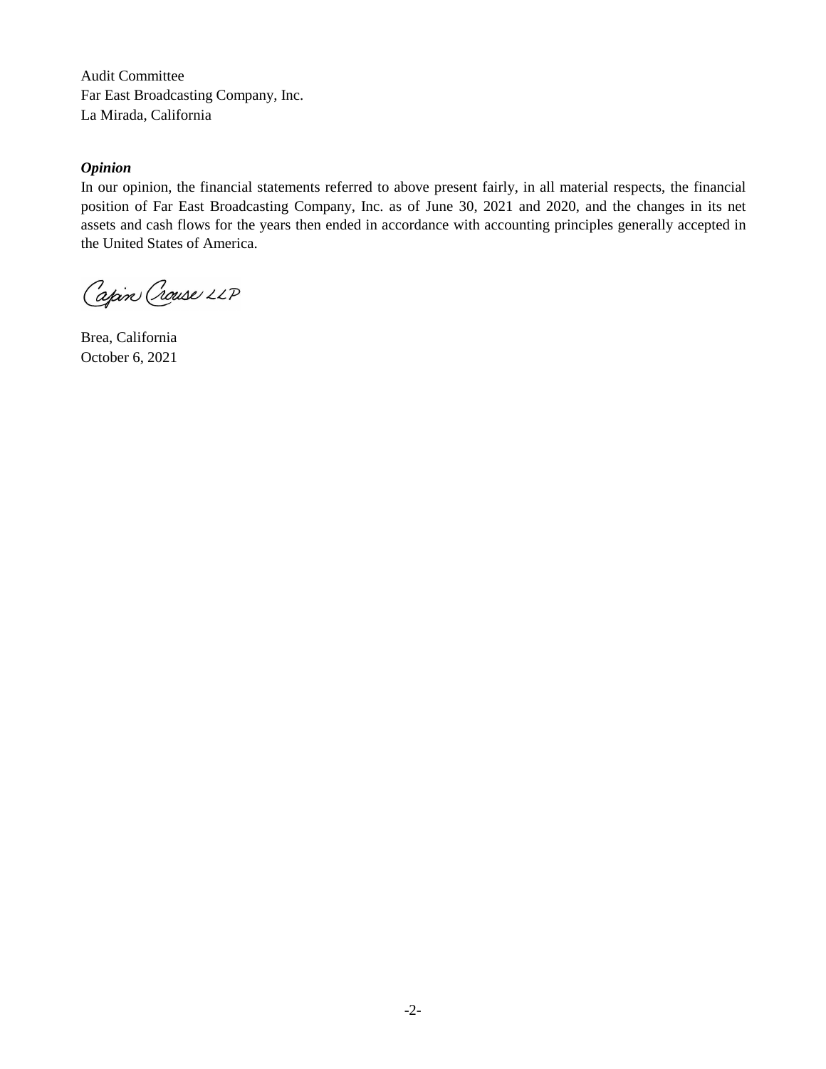Audit Committee
Far East Broadcasting Company, Inc.
La Mirada, California

***Opinion***

In our opinion, the financial statements referred to above present fairly, in all material respects, the financial position of Far East Broadcasting Company, Inc. as of June 30, 2021 and 2020, and the changes in its net assets and cash flows for the years then ended in accordance with accounting principles generally accepted in the United States of America.

Capin Crouse LLP

Brea, California
October 6, 2021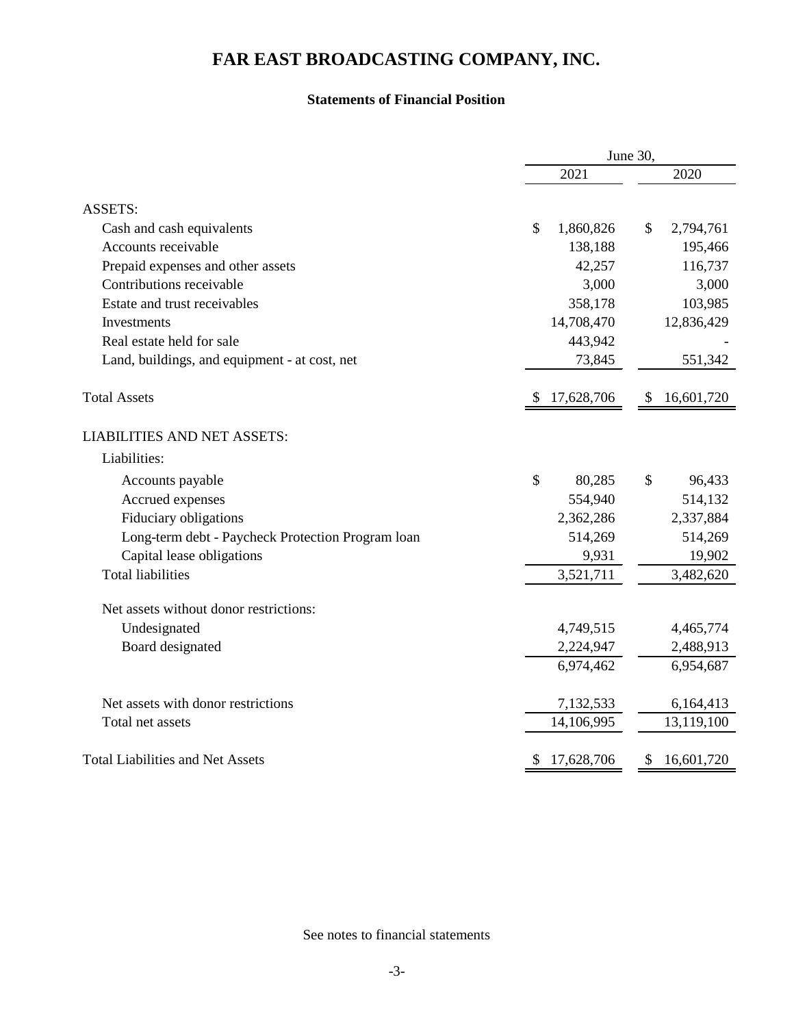# FAR EAST BROADCASTING COMPANY, INC.

## Statements of Financial Position

| | June 30, 2021 | June 30, 2020 |
|---|---|---|
| **ASSETS:** | | |
| Cash and cash equivalents | $ 1,860,826 | $ 2,794,761 |
| Accounts receivable | 138,188 | 195,466 |
| Prepaid expenses and other assets | 42,257 | 116,737 |
| Contributions receivable | 3,000 | 3,000 |
| Estate and trust receivables | 358,178 | 103,985 |
| Investments | 14,708,470 | 12,836,429 |
| Real estate held for sale | 443,942 | - |
| Land, buildings, and equipment - at cost, net | 73,845 | 551,342 |
| Total Assets | $ 17,628,706 | $ 16,601,720 |
| **LIABILITIES AND NET ASSETS:** | | |
| Liabilities: | | |
| Accounts payable | $ 80,285 | $ 96,433 |
| Accrued expenses | 554,940 | 514,132 |
| Fiduciary obligations | 2,362,286 | 2,337,884 |
| Long-term debt - Paycheck Protection Program loan | 514,269 | 514,269 |
| Capital lease obligations | 9,931 | 19,902 |
| Total liabilities | 3,521,711 | 3,482,620 |
| Net assets without donor restrictions: | | |
| Undesignated | 4,749,515 | 4,465,774 |
| Board designated | 2,224,947 | 2,488,913 |
| | 6,974,462 | 6,954,687 |
| Net assets with donor restrictions | 7,132,533 | 6,164,413 |
| Total net assets | 14,106,995 | 13,119,100 |
| Total Liabilities and Net Assets | $ 17,628,706 | $ 16,601,720 |

See notes to financial statements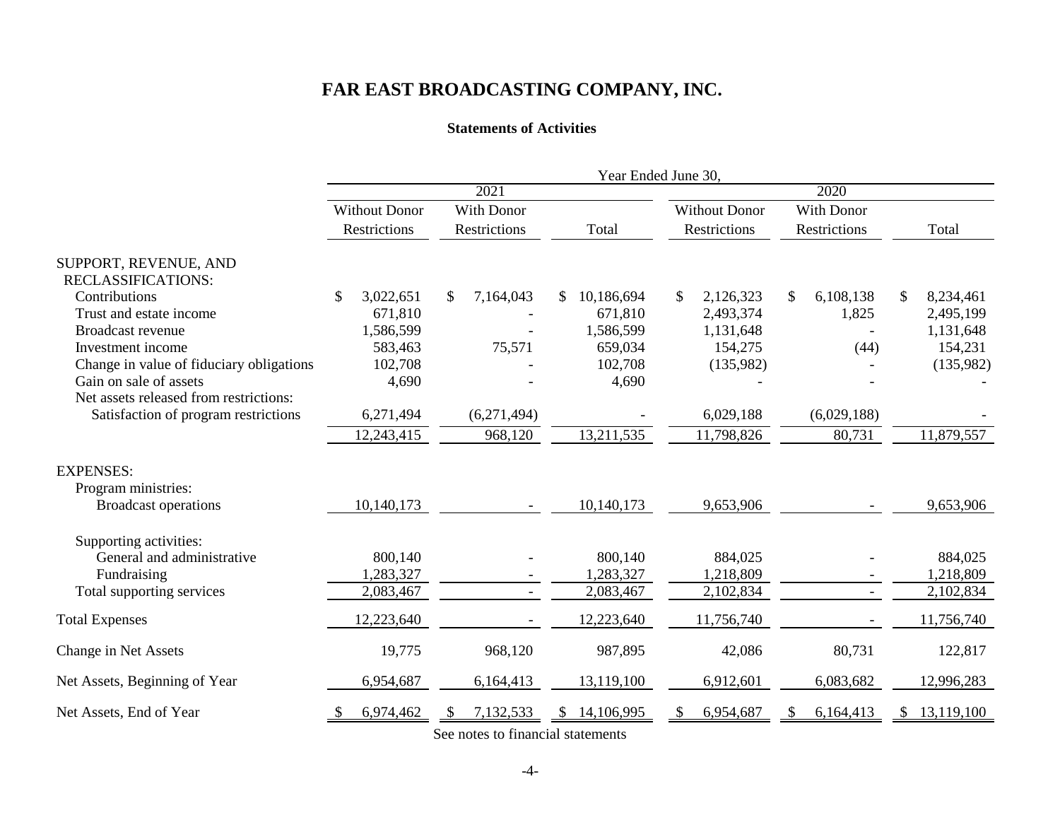# FAR EAST BROADCASTING COMPANY, INC.

## Statements of Activities

| | Year Ended June 30, | | | | | |
|---|---|---|---|---|---|---|
| | 2021 | | | 2020 | | |
| | Without Donor Restrictions | With Donor Restrictions | Total | Without Donor Restrictions | With Donor Restrictions | Total |
| SUPPORT, REVENUE, AND RECLASSIFICATIONS: | | | | | | |
| Contributions | $ 3,022,651 | $ 7,164,043 | $ 10,186,694 | $ 2,126,323 | $ 6,108,138 | $ 8,234,461 |
| Trust and estate income | 671,810 | - | 671,810 | 2,493,374 | 1,825 | 2,495,199 |
| Broadcast revenue | 1,586,599 | - | 1,586,599 | 1,131,648 | - | 1,131,648 |
| Investment income | 583,463 | 75,571 | 659,034 | 154,275 | (44) | 154,231 |
| Change in value of fiduciary obligations | 102,708 | - | 102,708 | (135,982) | - | (135,982) |
| Gain on sale of assets | 4,690 | - | 4,690 | - | - | - |
| Net assets released from restrictions: | | | | | | |
| Satisfaction of program restrictions | 6,271,494 | (6,271,494) | - | 6,029,188 | (6,029,188) | - |
| | 12,243,415 | 968,120 | 13,211,535 | 11,798,826 | 80,731 | 11,879,557 |
| EXPENSES: | | | | | | |
| Program ministries: | | | | | | |
| Broadcast operations | 10,140,173 | - | 10,140,173 | 9,653,906 | - | 9,653,906 |
| Supporting activities: | | | | | | |
| General and administrative | 800,140 | - | 800,140 | 884,025 | - | 884,025 |
| Fundraising | 1,283,327 | - | 1,283,327 | 1,218,809 | - | 1,218,809 |
| Total supporting services | 2,083,467 | - | 2,083,467 | 2,102,834 | - | 2,102,834 |
| Total Expenses | 12,223,640 | - | 12,223,640 | 11,756,740 | - | 11,756,740 |
| Change in Net Assets | 19,775 | 968,120 | 987,895 | 42,086 | 80,731 | 122,817 |
| Net Assets, Beginning of Year | 6,954,687 | 6,164,413 | 13,119,100 | 6,912,601 | 6,083,682 | 12,996,283 |
| Net Assets, End of Year | $ 6,974,462 | $ 7,132,533 | $ 14,106,995 | $ 6,954,687 | $ 6,164,413 | $ 13,119,100 |

See notes to financial statements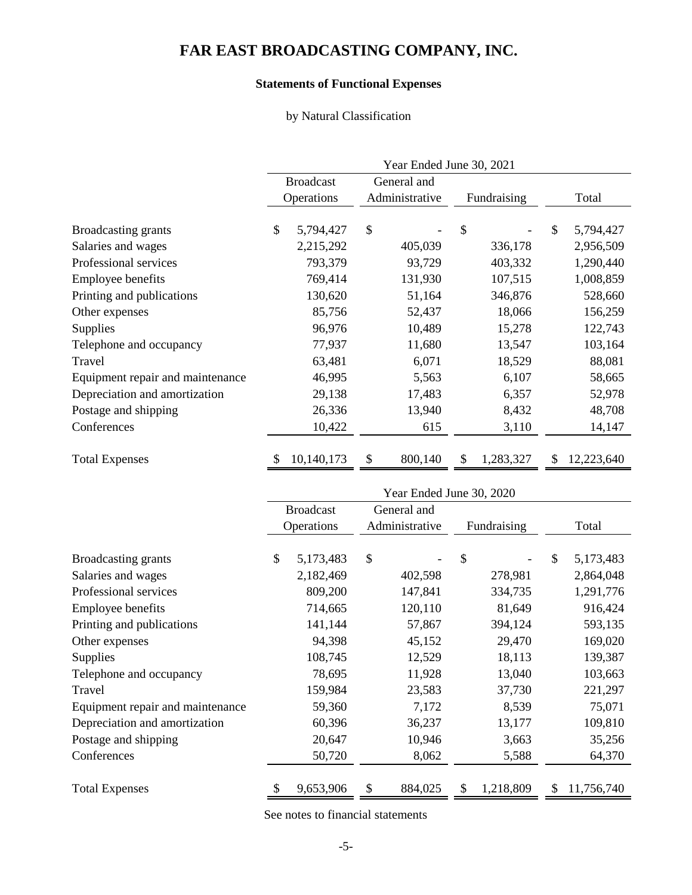# FAR EAST BROADCASTING COMPANY, INC.

## Statements of Functional Expenses

by Natural Classification

| | Year Ended June 30, 2021 | | | |
|---|---|---|---|---|
| | Broadcast Operations | General and Administrative | Fundraising | Total |
| Broadcasting grants | $ 5,794,427 | $ - | $ - | $ 5,794,427 |
| Salaries and wages | 2,215,292 | 405,039 | 336,178 | 2,956,509 |
| Professional services | 793,379 | 93,729 | 403,332 | 1,290,440 |
| Employee benefits | 769,414 | 131,930 | 107,515 | 1,008,859 |
| Printing and publications | 130,620 | 51,164 | 346,876 | 528,660 |
| Other expenses | 85,756 | 52,437 | 18,066 | 156,259 |
| Supplies | 96,976 | 10,489 | 15,278 | 122,743 |
| Telephone and occupancy | 77,937 | 11,680 | 13,547 | 103,164 |
| Travel | 63,481 | 6,071 | 18,529 | 88,081 |
| Equipment repair and maintenance | 46,995 | 5,563 | 6,107 | 58,665 |
| Depreciation and amortization | 29,138 | 17,483 | 6,357 | 52,978 |
| Postage and shipping | 26,336 | 13,940 | 8,432 | 48,708 |
| Conferences | 10,422 | 615 | 3,110 | 14,147 |
| Total Expenses | $ 10,140,173 | $ 800,140 | $ 1,283,327 | $ 12,223,640 |

| | Year Ended June 30, 2020 | | | |
|---|---|---|---|---|
| | Broadcast Operations | General and Administrative | Fundraising | Total |
| Broadcasting grants | $ 5,173,483 | $ - | $ - | $ 5,173,483 |
| Salaries and wages | 2,182,469 | 402,598 | 278,981 | 2,864,048 |
| Professional services | 809,200 | 147,841 | 334,735 | 1,291,776 |
| Employee benefits | 714,665 | 120,110 | 81,649 | 916,424 |
| Printing and publications | 141,144 | 57,867 | 394,124 | 593,135 |
| Other expenses | 94,398 | 45,152 | 29,470 | 169,020 |
| Supplies | 108,745 | 12,529 | 18,113 | 139,387 |
| Telephone and occupancy | 78,695 | 11,928 | 13,040 | 103,663 |
| Travel | 159,984 | 23,583 | 37,730 | 221,297 |
| Equipment repair and maintenance | 59,360 | 7,172 | 8,539 | 75,071 |
| Depreciation and amortization | 60,396 | 36,237 | 13,177 | 109,810 |
| Postage and shipping | 20,647 | 10,946 | 3,663 | 35,256 |
| Conferences | 50,720 | 8,062 | 5,588 | 64,370 |
| Total Expenses | $ 9,653,906 | $ 884,025 | $ 1,218,809 | $ 11,756,740 |

See notes to financial statements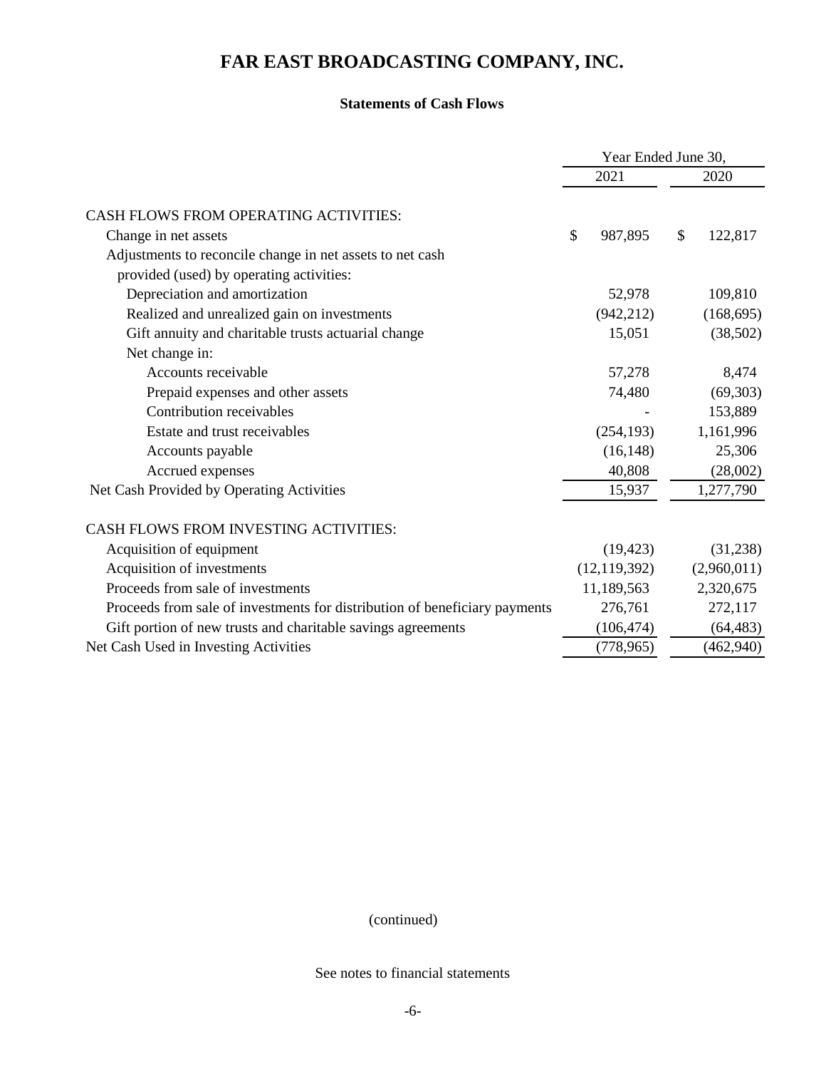# FAR EAST BROADCASTING COMPANY, INC.

## Statements of Cash Flows

| | Year Ended June 30, | |
|---|---|---|
| | 2021 | 2020 |
| CASH FLOWS FROM OPERATING ACTIVITIES: | | |
| Change in net assets | $ 987,895 | $ 122,817 |
| Adjustments to reconcile change in net assets to net cash provided (used) by operating activities: | | |
| Depreciation and amortization | 52,978 | 109,810 |
| Realized and unrealized gain on investments | (942,212) | (168,695) |
| Gift annuity and charitable trusts actuarial change | 15,051 | (38,502) |
| Net change in: | | |
| Accounts receivable | 57,278 | 8,474 |
| Prepaid expenses and other assets | 74,480 | (69,303) |
| Contribution receivables | - | 153,889 |
| Estate and trust receivables | (254,193) | 1,161,996 |
| Accounts payable | (16,148) | 25,306 |
| Accrued expenses | 40,808 | (28,002) |
| Net Cash Provided by Operating Activities | 15,937 | 1,277,790 |
| CASH FLOWS FROM INVESTING ACTIVITIES: | | |
| Acquisition of equipment | (19,423) | (31,238) |
| Acquisition of investments | (12,119,392) | (2,960,011) |
| Proceeds from sale of investments | 11,189,563 | 2,320,675 |
| Proceeds from sale of investments for distribution of beneficiary payments | 276,761 | 272,117 |
| Gift portion of new trusts and charitable savings agreements | (106,474) | (64,483) |
| Net Cash Used in Investing Activities | (778,965) | (462,940) |

(continued)

See notes to financial statements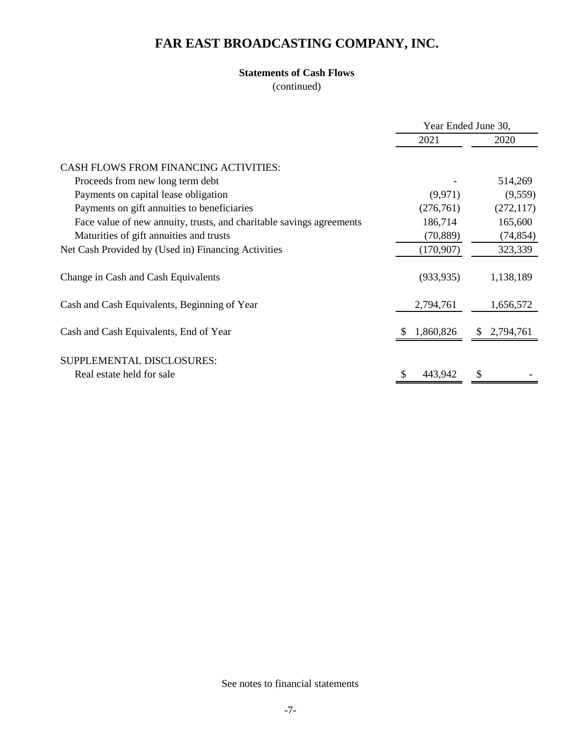# FAR EAST BROADCASTING COMPANY, INC.

**Statements of Cash Flows**
(continued)

| | Year Ended June 30, | |
|---|---|---|
| | 2021 | 2020 |
| CASH FLOWS FROM FINANCING ACTIVITIES: | | |
| Proceeds from new long term debt | - | 514,269 |
| Payments on capital lease obligation | (9,971) | (9,559) |
| Payments on gift annuities to beneficiaries | (276,761) | (272,117) |
| Face value of new annuity, trusts, and charitable savings agreements | 186,714 | 165,600 |
| Maturities of gift annuities and trusts | (70,889) | (74,854) |
| Net Cash Provided by (Used in) Financing Activities | (170,907) | 323,339 |
| Change in Cash and Cash Equivalents | (933,935) | 1,138,189 |
| Cash and Cash Equivalents, Beginning of Year | 2,794,761 | 1,656,572 |
| Cash and Cash Equivalents, End of Year | $ 1,860,826 | $ 2,794,761 |
| SUPPLEMENTAL DISCLOSURES: | | |
| Real estate held for sale | $ 443,942 | $ - |

See notes to financial statements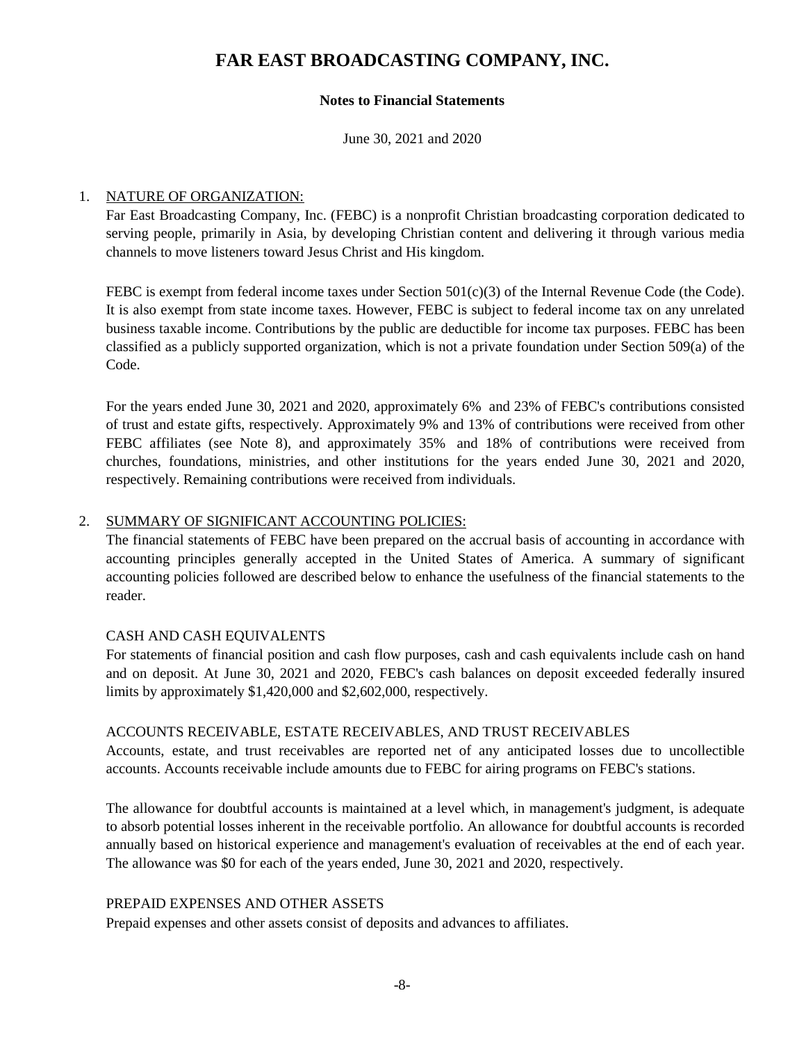# FAR EAST BROADCASTING COMPANY, INC.

**Notes to Financial Statements**

June 30, 2021 and 2020

1. NATURE OF ORGANIZATION:

   Far East Broadcasting Company, Inc. (FEBC) is a nonprofit Christian broadcasting corporation dedicated to serving people, primarily in Asia, by developing Christian content and delivering it through various media channels to move listeners toward Jesus Christ and His kingdom.

   FEBC is exempt from federal income taxes under Section 501(c)(3) of the Internal Revenue Code (the Code). It is also exempt from state income taxes. However, FEBC is subject to federal income tax on any unrelated business taxable income. Contributions by the public are deductible for income tax purposes. FEBC has been classified as a publicly supported organization, which is not a private foundation under Section 509(a) of the Code.

   For the years ended June 30, 2021 and 2020, approximately 6% and 23% of FEBC's contributions consisted of trust and estate gifts, respectively. Approximately 9% and 13% of contributions were received from other FEBC affiliates (see Note 8), and approximately 35% and 18% of contributions were received from churches, foundations, ministries, and other institutions for the years ended June 30, 2021 and 2020, respectively. Remaining contributions were received from individuals.

2. SUMMARY OF SIGNIFICANT ACCOUNTING POLICIES:

   The financial statements of FEBC have been prepared on the accrual basis of accounting in accordance with accounting principles generally accepted in the United States of America. A summary of significant accounting policies followed are described below to enhance the usefulness of the financial statements to the reader.

   CASH AND CASH EQUIVALENTS

   For statements of financial position and cash flow purposes, cash and cash equivalents include cash on hand and on deposit. At June 30, 2021 and 2020, FEBC's cash balances on deposit exceeded federally insured limits by approximately $1,420,000 and $2,602,000, respectively.

   ACCOUNTS RECEIVABLE, ESTATE RECEIVABLES, AND TRUST RECEIVABLES

   Accounts, estate, and trust receivables are reported net of any anticipated losses due to uncollectible accounts. Accounts receivable include amounts due to FEBC for airing programs on FEBC's stations.

   The allowance for doubtful accounts is maintained at a level which, in management's judgment, is adequate to absorb potential losses inherent in the receivable portfolio. An allowance for doubtful accounts is recorded annually based on historical experience and management's evaluation of receivables at the end of each year. The allowance was $0 for each of the years ended, June 30, 2021 and 2020, respectively.

   PREPAID EXPENSES AND OTHER ASSETS

   Prepaid expenses and other assets consist of deposits and advances to affiliates.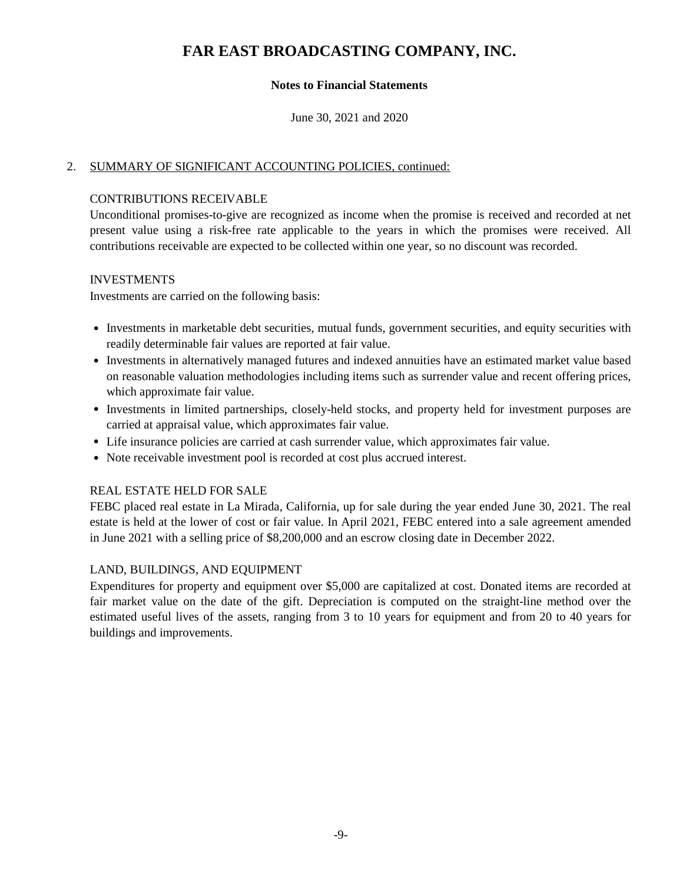# FAR EAST BROADCASTING COMPANY, INC.

**Notes to Financial Statements**

June 30, 2021 and 2020

2. SUMMARY OF SIGNIFICANT ACCOUNTING POLICIES, continued:

CONTRIBUTIONS RECEIVABLE

Unconditional promises-to-give are recognized as income when the promise is received and recorded at net present value using a risk-free rate applicable to the years in which the promises were received. All contributions receivable are expected to be collected within one year, so no discount was recorded.

INVESTMENTS

Investments are carried on the following basis:

- Investments in marketable debt securities, mutual funds, government securities, and equity securities with readily determinable fair values are reported at fair value.
- Investments in alternatively managed futures and indexed annuities have an estimated market value based on reasonable valuation methodologies including items such as surrender value and recent offering prices, which approximate fair value.
- Investments in limited partnerships, closely-held stocks, and property held for investment purposes are carried at appraisal value, which approximates fair value.
- Life insurance policies are carried at cash surrender value, which approximates fair value.
- Note receivable investment pool is recorded at cost plus accrued interest.

REAL ESTATE HELD FOR SALE

FEBC placed real estate in La Mirada, California, up for sale during the year ended June 30, 2021. The real estate is held at the lower of cost or fair value. In April 2021, FEBC entered into a sale agreement amended in June 2021 with a selling price of $8,200,000 and an escrow closing date in December 2022.

LAND, BUILDINGS, AND EQUIPMENT

Expenditures for property and equipment over $5,000 are capitalized at cost. Donated items are recorded at fair market value on the date of the gift. Depreciation is computed on the straight-line method over the estimated useful lives of the assets, ranging from 3 to 10 years for equipment and from 20 to 40 years for buildings and improvements.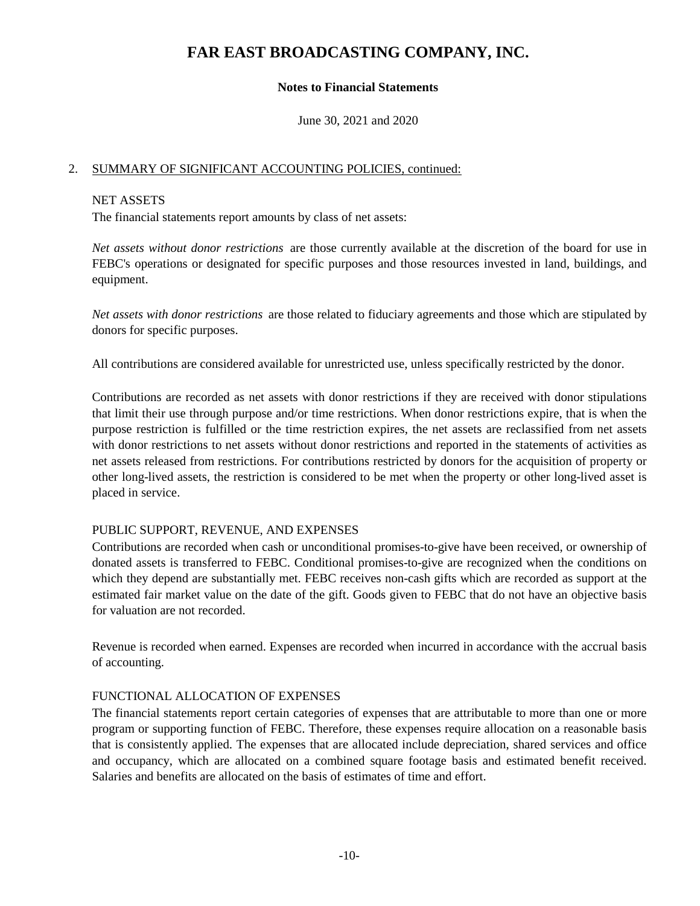# FAR EAST BROADCASTING COMPANY, INC.

**Notes to Financial Statements**

June 30, 2021 and 2020

2. SUMMARY OF SIGNIFICANT ACCOUNTING POLICIES, continued:

NET ASSETS

The financial statements report amounts by class of net assets:

*Net assets without donor restrictions* are those currently available at the discretion of the board for use in FEBC's operations or designated for specific purposes and those resources invested in land, buildings, and equipment.

*Net assets with donor restrictions* are those related to fiduciary agreements and those which are stipulated by donors for specific purposes.

All contributions are considered available for unrestricted use, unless specifically restricted by the donor.

Contributions are recorded as net assets with donor restrictions if they are received with donor stipulations that limit their use through purpose and/or time restrictions. When donor restrictions expire, that is when the purpose restriction is fulfilled or the time restriction expires, the net assets are reclassified from net assets with donor restrictions to net assets without donor restrictions and reported in the statements of activities as net assets released from restrictions. For contributions restricted by donors for the acquisition of property or other long-lived assets, the restriction is considered to be met when the property or other long-lived asset is placed in service.

PUBLIC SUPPORT, REVENUE, AND EXPENSES

Contributions are recorded when cash or unconditional promises-to-give have been received, or ownership of donated assets is transferred to FEBC. Conditional promises-to-give are recognized when the conditions on which they depend are substantially met. FEBC receives non-cash gifts which are recorded as support at the estimated fair market value on the date of the gift. Goods given to FEBC that do not have an objective basis for valuation are not recorded.

Revenue is recorded when earned. Expenses are recorded when incurred in accordance with the accrual basis of accounting.

FUNCTIONAL ALLOCATION OF EXPENSES

The financial statements report certain categories of expenses that are attributable to more than one or more program or supporting function of FEBC. Therefore, these expenses require allocation on a reasonable basis that is consistently applied. The expenses that are allocated include depreciation, shared services and office and occupancy, which are allocated on a combined square footage basis and estimated benefit received. Salaries and benefits are allocated on the basis of estimates of time and effort.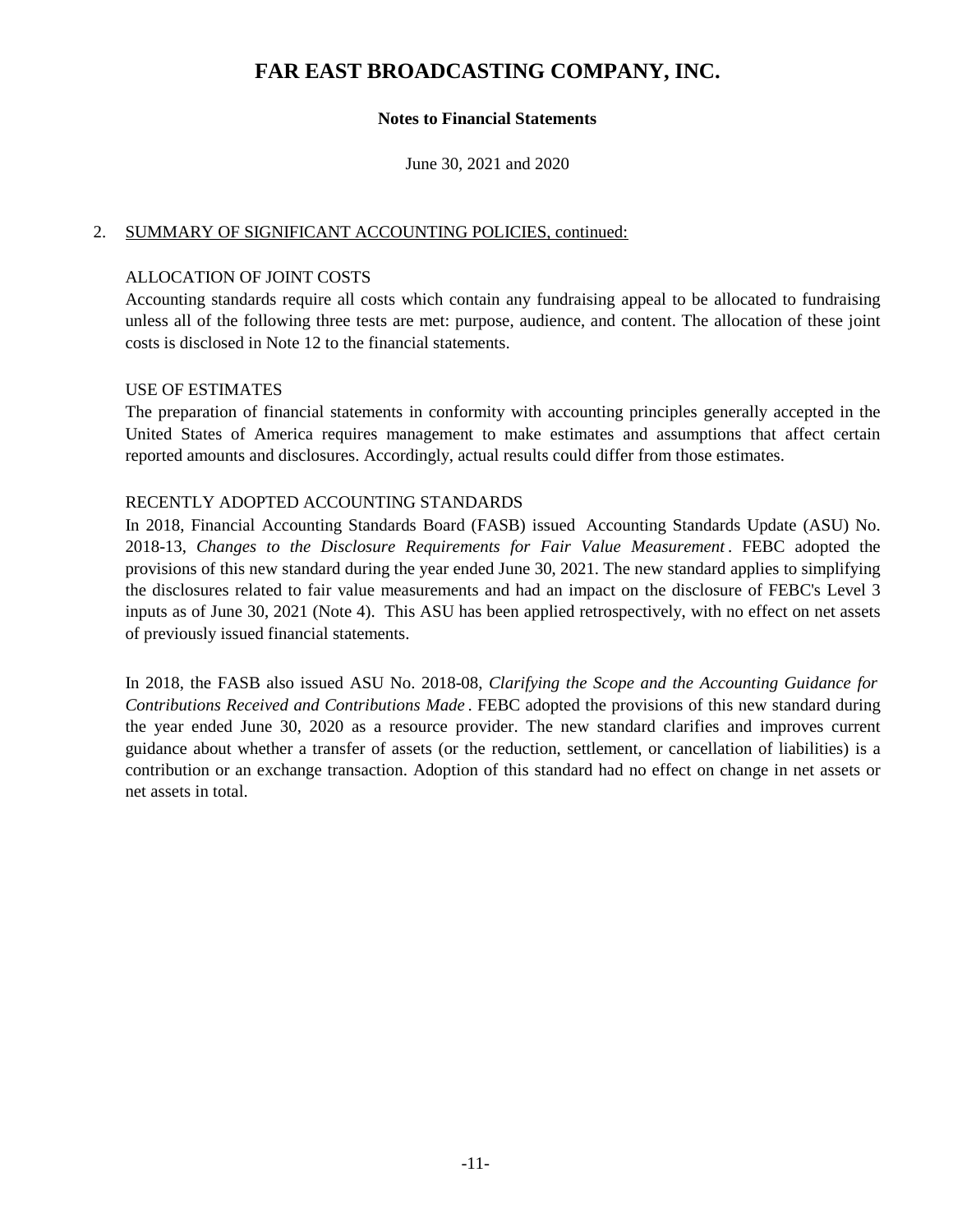# FAR EAST BROADCASTING COMPANY, INC.

**Notes to Financial Statements**

June 30, 2021 and 2020

2. SUMMARY OF SIGNIFICANT ACCOUNTING POLICIES, continued:

ALLOCATION OF JOINT COSTS

Accounting standards require all costs which contain any fundraising appeal to be allocated to fundraising unless all of the following three tests are met: purpose, audience, and content. The allocation of these joint costs is disclosed in Note 12 to the financial statements.

USE OF ESTIMATES

The preparation of financial statements in conformity with accounting principles generally accepted in the United States of America requires management to make estimates and assumptions that affect certain reported amounts and disclosures. Accordingly, actual results could differ from those estimates.

RECENTLY ADOPTED ACCOUNTING STANDARDS

In 2018, Financial Accounting Standards Board (FASB) issued Accounting Standards Update (ASU) No. 2018-13, *Changes to the Disclosure Requirements for Fair Value Measurement*. FEBC adopted the provisions of this new standard during the year ended June 30, 2021. The new standard applies to simplifying the disclosures related to fair value measurements and had an impact on the disclosure of FEBC's Level 3 inputs as of June 30, 2021 (Note 4). This ASU has been applied retrospectively, with no effect on net assets of previously issued financial statements.

In 2018, the FASB also issued ASU No. 2018-08, *Clarifying the Scope and the Accounting Guidance for Contributions Received and Contributions Made*. FEBC adopted the provisions of this new standard during the year ended June 30, 2020 as a resource provider. The new standard clarifies and improves current guidance about whether a transfer of assets (or the reduction, settlement, or cancellation of liabilities) is a contribution or an exchange transaction. Adoption of this standard had no effect on change in net assets or net assets in total.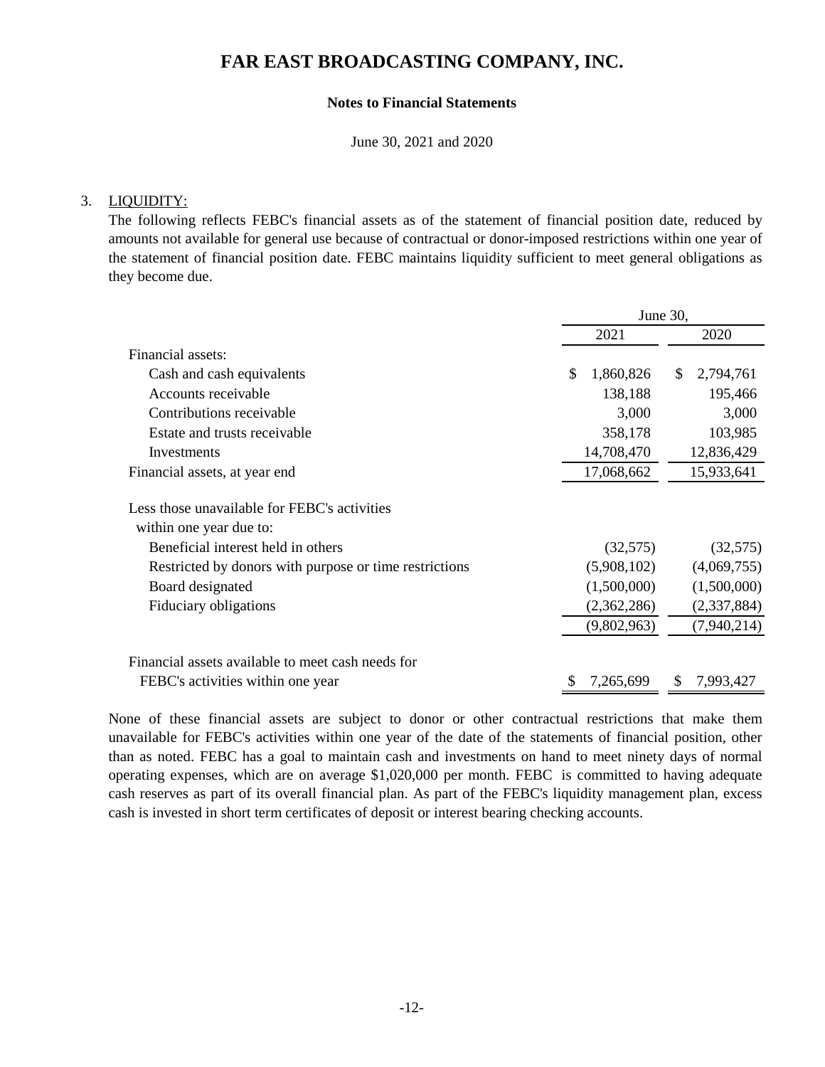# FAR EAST BROADCASTING COMPANY, INC.

**Notes to Financial Statements**

June 30, 2021 and 2020

3. LIQUIDITY:

The following reflects FEBC's financial assets as of the statement of financial position date, reduced by amounts not available for general use because of contractual or donor-imposed restrictions within one year of the statement of financial position date. FEBC maintains liquidity sufficient to meet general obligations as they become due.

| | June 30, 2021 | June 30, 2020 |
|---|---|---|
| Financial assets: | | |
| Cash and cash equivalents | $ 1,860,826 | $ 2,794,761 |
| Accounts receivable | 138,188 | 195,466 |
| Contributions receivable | 3,000 | 3,000 |
| Estate and trusts receivable | 358,178 | 103,985 |
| Investments | 14,708,470 | 12,836,429 |
| Financial assets, at year end | 17,068,662 | 15,933,641 |
| Less those unavailable for FEBC's activities within one year due to: | | |
| Beneficial interest held in others | (32,575) | (32,575) |
| Restricted by donors with purpose or time restrictions | (5,908,102) | (4,069,755) |
| Board designated | (1,500,000) | (1,500,000) |
| Fiduciary obligations | (2,362,286) | (2,337,884) |
| | (9,802,963) | (7,940,214) |
| Financial assets available to meet cash needs for FEBC's activities within one year | $ 7,265,699 | $ 7,993,427 |

None of these financial assets are subject to donor or other contractual restrictions that make them unavailable for FEBC's activities within one year of the date of the statements of financial position, other than as noted. FEBC has a goal to maintain cash and investments on hand to meet ninety days of normal operating expenses, which are on average $1,020,000 per month. FEBC is committed to having adequate cash reserves as part of its overall financial plan. As part of the FEBC's liquidity management plan, excess cash is invested in short term certificates of deposit or interest bearing checking accounts.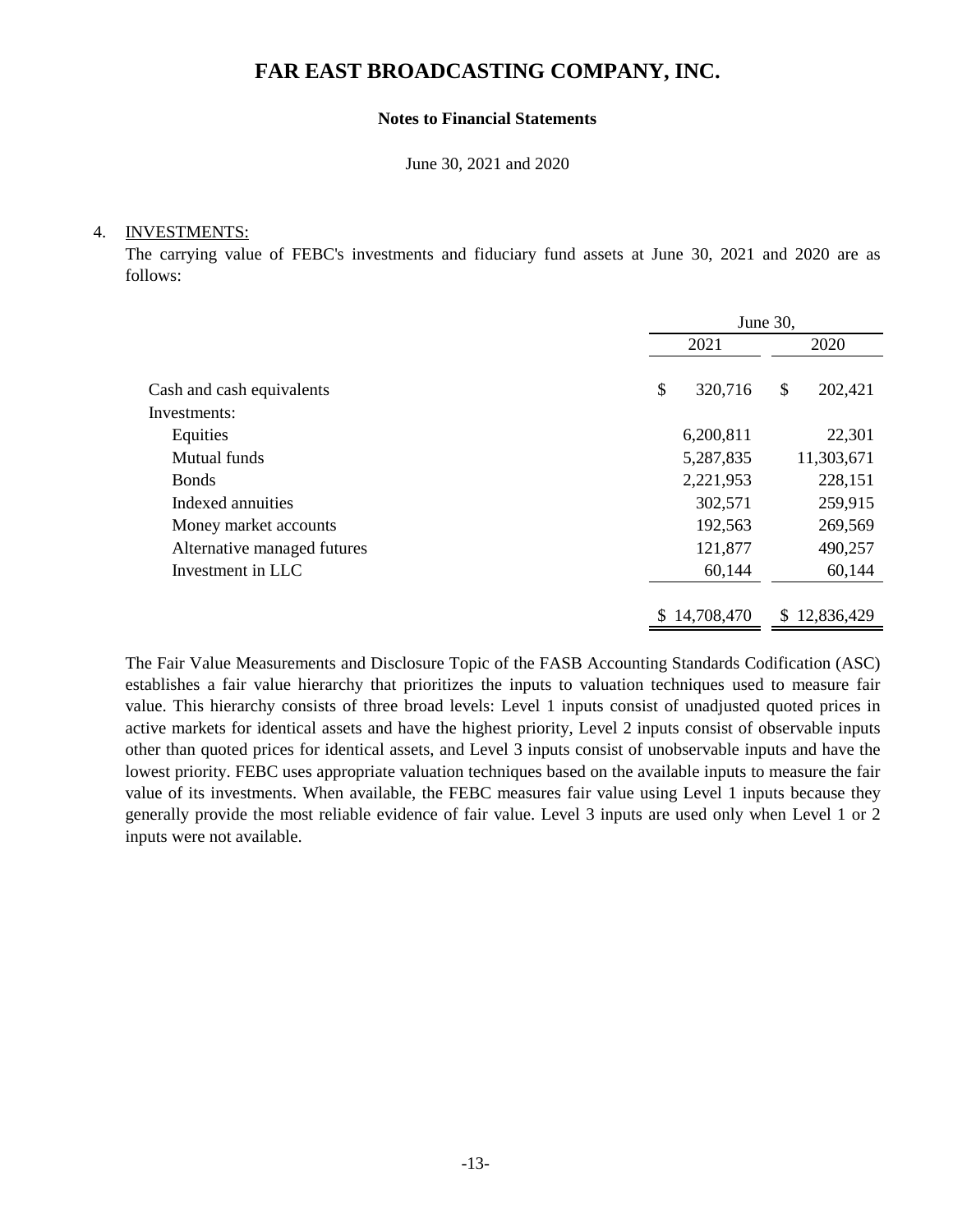# FAR EAST BROADCASTING COMPANY, INC.

**Notes to Financial Statements**

June 30, 2021 and 2020

4. INVESTMENTS:

The carrying value of FEBC's investments and fiduciary fund assets at June 30, 2021 and 2020 are as follows:

| | June 30, | |
|---|---|---|
| | 2021 | 2020 |
| Cash and cash equivalents | $ 320,716 | $ 202,421 |
| Investments: | | |
| Equities | 6,200,811 | 22,301 |
| Mutual funds | 5,287,835 | 11,303,671 |
| Bonds | 2,221,953 | 228,151 |
| Indexed annuities | 302,571 | 259,915 |
| Money market accounts | 192,563 | 269,569 |
| Alternative managed futures | 121,877 | 490,257 |
| Investment in LLC | 60,144 | 60,144 |
| | $ 14,708,470 | $ 12,836,429 |

The Fair Value Measurements and Disclosure Topic of the FASB Accounting Standards Codification (ASC) establishes a fair value hierarchy that prioritizes the inputs to valuation techniques used to measure fair value. This hierarchy consists of three broad levels: Level 1 inputs consist of unadjusted quoted prices in active markets for identical assets and have the highest priority, Level 2 inputs consist of observable inputs other than quoted prices for identical assets, and Level 3 inputs consist of unobservable inputs and have the lowest priority. FEBC uses appropriate valuation techniques based on the available inputs to measure the fair value of its investments. When available, the FEBC measures fair value using Level 1 inputs because they generally provide the most reliable evidence of fair value. Level 3 inputs are used only when Level 1 or 2 inputs were not available.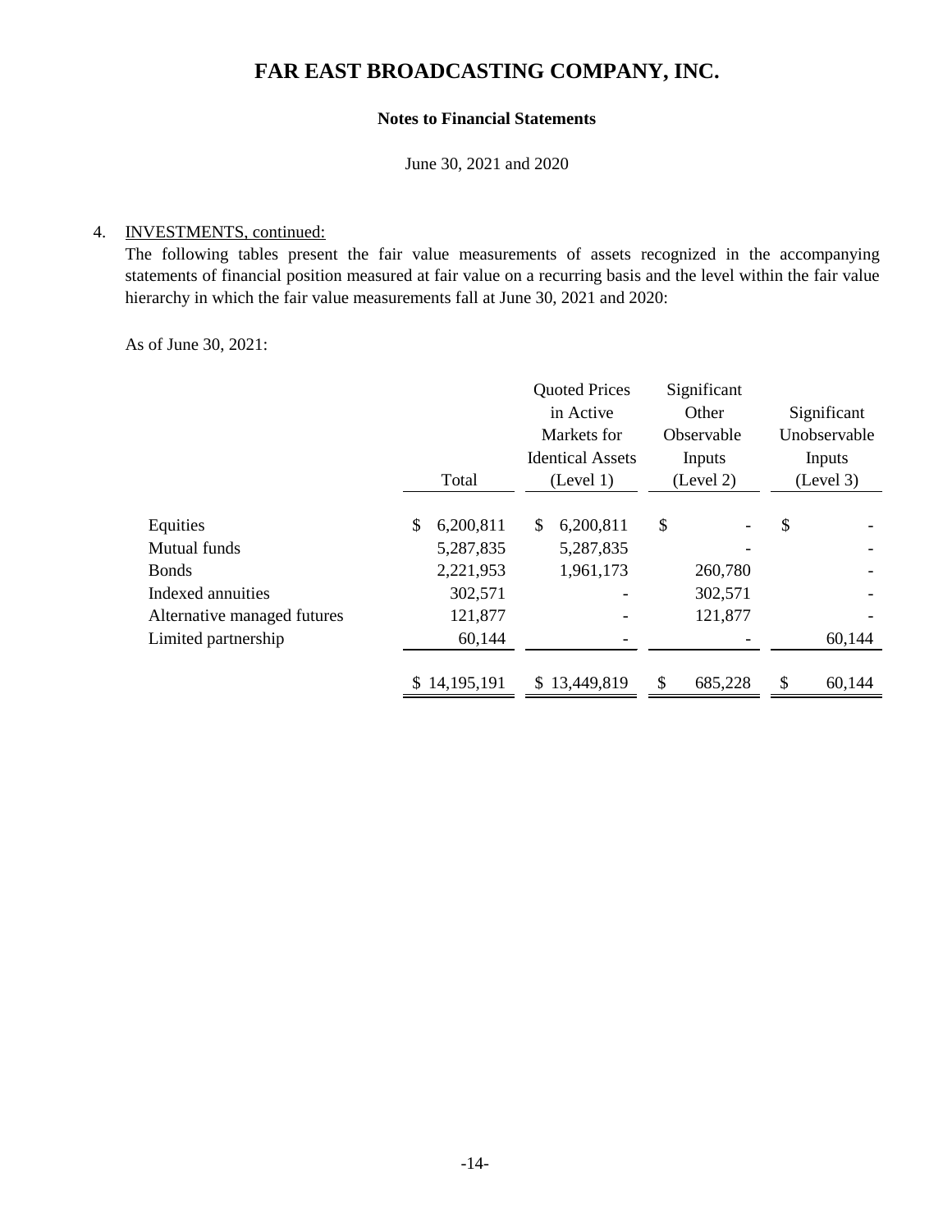# FAR EAST BROADCASTING COMPANY, INC.

**Notes to Financial Statements**

June 30, 2021 and 2020

4. INVESTMENTS, continued:

The following tables present the fair value measurements of assets recognized in the accompanying statements of financial position measured at fair value on a recurring basis and the level within the fair value hierarchy in which the fair value measurements fall at June 30, 2021 and 2020:

As of June 30, 2021:

| | Total | Quoted Prices in Active Markets for Identical Assets (Level 1) | Significant Other Observable Inputs (Level 2) | Significant Unobservable Inputs (Level 3) |
|---|---|---|---|---|
| Equities | $ 6,200,811 | $ 6,200,811 | $ - | $ - |
| Mutual funds | 5,287,835 | 5,287,835 | - | - |
| Bonds | 2,221,953 | 1,961,173 | 260,780 | - |
| Indexed annuities | 302,571 | - | 302,571 | - |
| Alternative managed futures | 121,877 | - | 121,877 | - |
| Limited partnership | 60,144 | - | - | 60,144 |
| | $ 14,195,191 | $ 13,449,819 | $ 685,228 | $ 60,144 |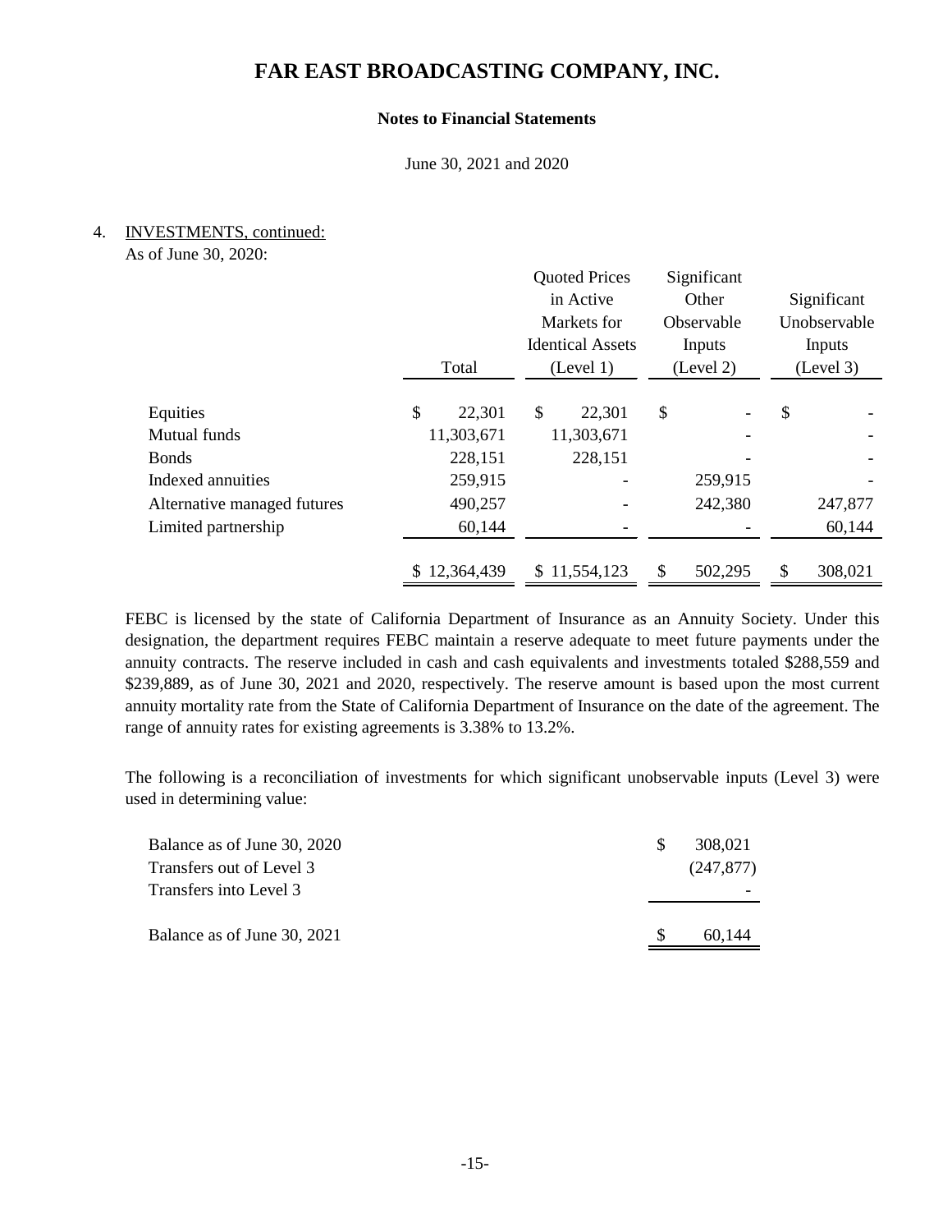# FAR EAST BROADCASTING COMPANY, INC.

**Notes to Financial Statements**

June 30, 2021 and 2020

4. INVESTMENTS, continued:

As of June 30, 2020:

| | Total | Quoted Prices in Active Markets for Identical Assets (Level 1) | Significant Other Observable Inputs (Level 2) | Significant Unobservable Inputs (Level 3) |
|---|---|---|---|---|
| Equities | $ 22,301 | $ 22,301 | $ - | $ - |
| Mutual funds | 11,303,671 | 11,303,671 | - | - |
| Bonds | 228,151 | 228,151 | - | - |
| Indexed annuities | 259,915 | - | 259,915 | - |
| Alternative managed futures | 490,257 | - | 242,380 | 247,877 |
| Limited partnership | 60,144 | - | - | 60,144 |
| | $ 12,364,439 | $ 11,554,123 | $ 502,295 | $ 308,021 |

FEBC is licensed by the state of California Department of Insurance as an Annuity Society. Under this designation, the department requires FEBC maintain a reserve adequate to meet future payments under the annuity contracts. The reserve included in cash and cash equivalents and investments totaled $288,559 and $239,889, as of June 30, 2021 and 2020, respectively. The reserve amount is based upon the most current annuity mortality rate from the State of California Department of Insurance on the date of the agreement. The range of annuity rates for existing agreements is 3.38% to 13.2%.

The following is a reconciliation of investments for which significant unobservable inputs (Level 3) were used in determining value:

| | |
|---|---|
| Balance as of June 30, 2020 | $ 308,021 |
| Transfers out of Level 3 | (247,877) |
| Transfers into Level 3 | - |
| Balance as of June 30, 2021 | $ 60,144 |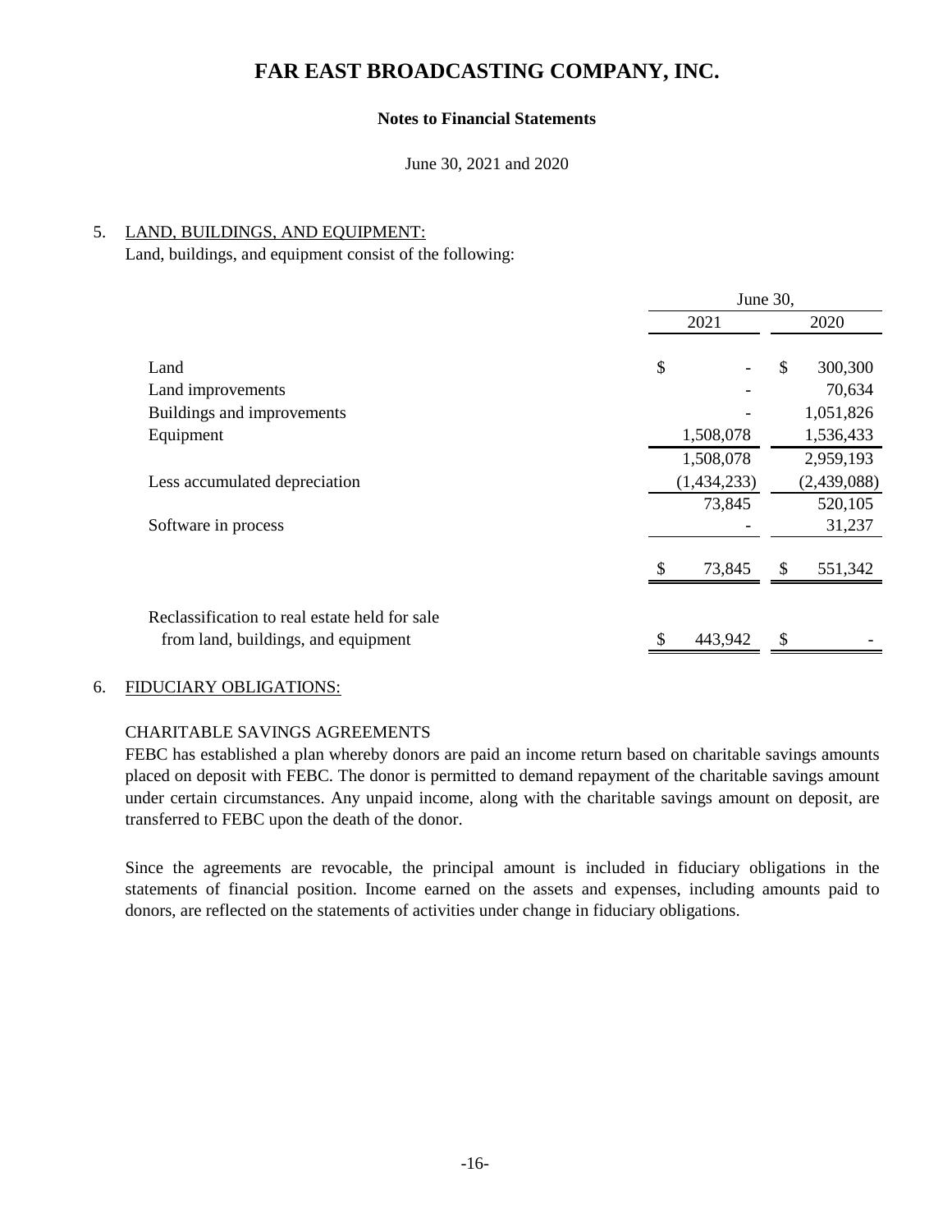# FAR EAST BROADCASTING COMPANY, INC.

**Notes to Financial Statements**

June 30, 2021 and 2020

5. LAND, BUILDINGS, AND EQUIPMENT:

Land, buildings, and equipment consist of the following:

| | June 30, | |
|---|---|---|
| | 2021 | 2020 |
| Land | $ - | $ 300,300 |
| Land improvements | - | 70,634 |
| Buildings and improvements | - | 1,051,826 |
| Equipment | 1,508,078 | 1,536,433 |
| | 1,508,078 | 2,959,193 |
| Less accumulated depreciation | (1,434,233) | (2,439,088) |
| | 73,845 | 520,105 |
| Software in process | - | 31,237 |
| | $ 73,845 | $ 551,342 |
| Reclassification to real estate held for sale from land, buildings, and equipment | $ 443,942 | $ - |

6. FIDUCIARY OBLIGATIONS:

CHARITABLE SAVINGS AGREEMENTS

FEBC has established a plan whereby donors are paid an income return based on charitable savings amounts placed on deposit with FEBC. The donor is permitted to demand repayment of the charitable savings amount under certain circumstances. Any unpaid income, along with the charitable savings amount on deposit, are transferred to FEBC upon the death of the donor.

Since the agreements are revocable, the principal amount is included in fiduciary obligations in the statements of financial position. Income earned on the assets and expenses, including amounts paid to donors, are reflected on the statements of activities under change in fiduciary obligations.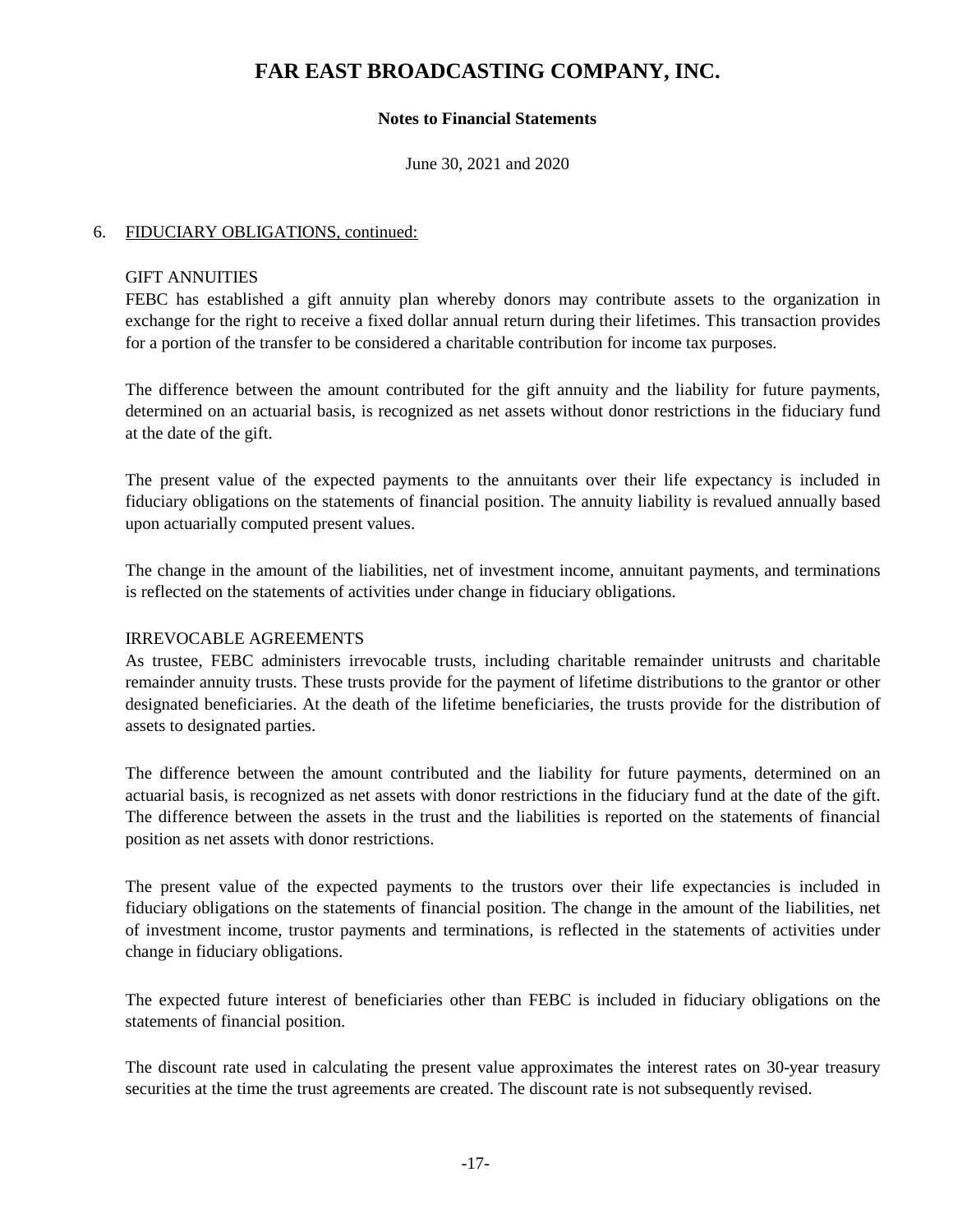# FAR EAST BROADCASTING COMPANY, INC.

**Notes to Financial Statements**

June 30, 2021 and 2020

6. FIDUCIARY OBLIGATIONS, continued:

GIFT ANNUITIES

FEBC has established a gift annuity plan whereby donors may contribute assets to the organization in exchange for the right to receive a fixed dollar annual return during their lifetimes. This transaction provides for a portion of the transfer to be considered a charitable contribution for income tax purposes.

The difference between the amount contributed for the gift annuity and the liability for future payments, determined on an actuarial basis, is recognized as net assets without donor restrictions in the fiduciary fund at the date of the gift.

The present value of the expected payments to the annuitants over their life expectancy is included in fiduciary obligations on the statements of financial position. The annuity liability is revalued annually based upon actuarially computed present values.

The change in the amount of the liabilities, net of investment income, annuitant payments, and terminations is reflected on the statements of activities under change in fiduciary obligations.

IRREVOCABLE AGREEMENTS

As trustee, FEBC administers irrevocable trusts, including charitable remainder unitrusts and charitable remainder annuity trusts. These trusts provide for the payment of lifetime distributions to the grantor or other designated beneficiaries. At the death of the lifetime beneficiaries, the trusts provide for the distribution of assets to designated parties.

The difference between the amount contributed and the liability for future payments, determined on an actuarial basis, is recognized as net assets with donor restrictions in the fiduciary fund at the date of the gift. The difference between the assets in the trust and the liabilities is reported on the statements of financial position as net assets with donor restrictions.

The present value of the expected payments to the trustors over their life expectancies is included in fiduciary obligations on the statements of financial position. The change in the amount of the liabilities, net of investment income, trustor payments and terminations, is reflected in the statements of activities under change in fiduciary obligations.

The expected future interest of beneficiaries other than FEBC is included in fiduciary obligations on the statements of financial position.

The discount rate used in calculating the present value approximates the interest rates on 30-year treasury securities at the time the trust agreements are created. The discount rate is not subsequently revised.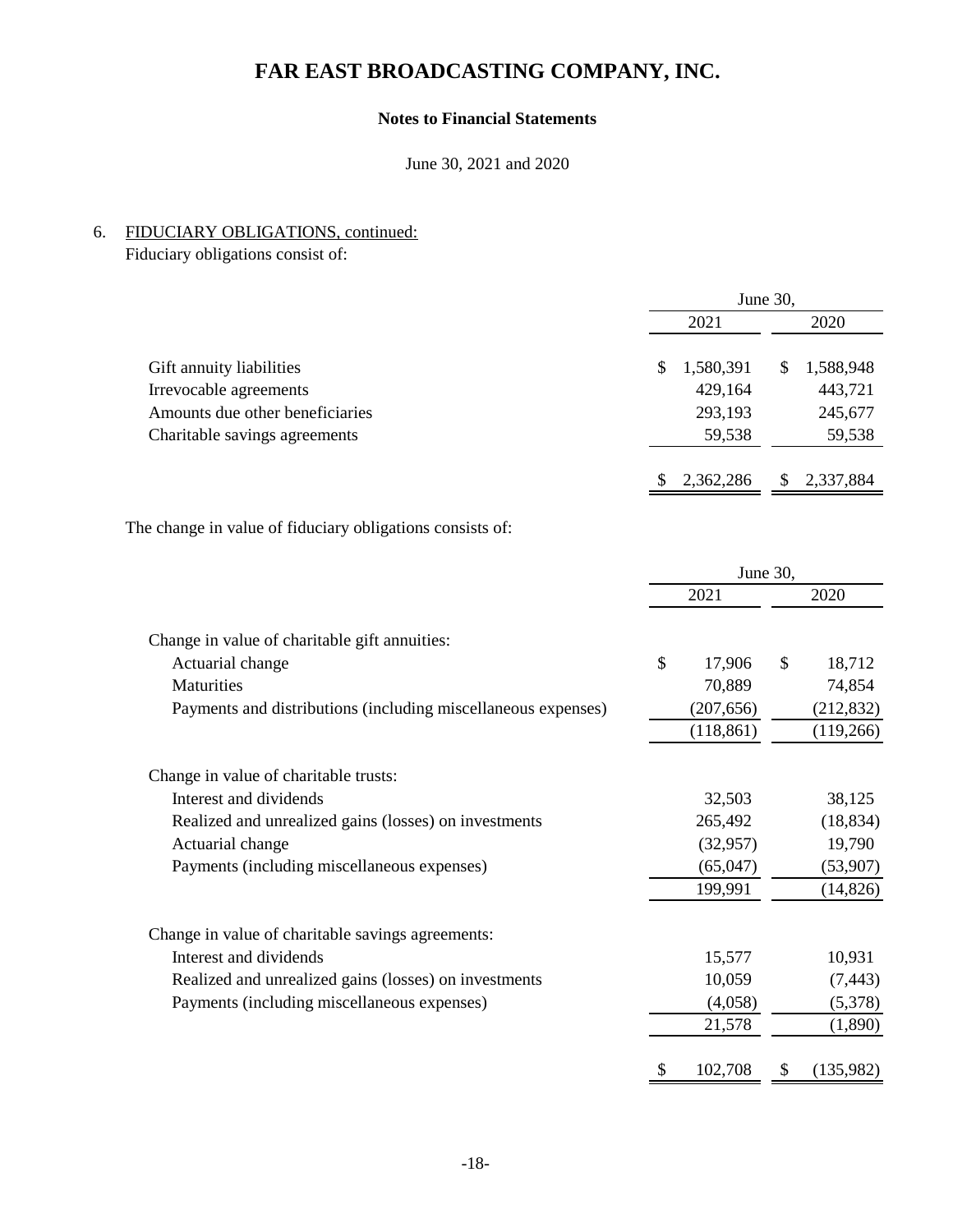# FAR EAST BROADCASTING COMPANY, INC.

**Notes to Financial Statements**

June 30, 2021 and 2020

6. FIDUCIARY OBLIGATIONS, continued:

Fiduciary obligations consist of:

| | June 30, 2021 | June 30, 2020 |
|---|---|---|
| Gift annuity liabilities | $ 1,580,391 | $ 1,588,948 |
| Irrevocable agreements | 429,164 | 443,721 |
| Amounts due other beneficiaries | 293,193 | 245,677 |
| Charitable savings agreements | 59,538 | 59,538 |
| | $ 2,362,286 | $ 2,337,884 |

The change in value of fiduciary obligations consists of:

| | June 30, 2021 | June 30, 2020 |
|---|---|---|
| Change in value of charitable gift annuities: | | |
| Actuarial change | $ 17,906 | $ 18,712 |
| Maturities | 70,889 | 74,854 |
| Payments and distributions (including miscellaneous expenses) | (207,656) | (212,832) |
| | (118,861) | (119,266) |
| Change in value of charitable trusts: | | |
| Interest and dividends | 32,503 | 38,125 |
| Realized and unrealized gains (losses) on investments | 265,492 | (18,834) |
| Actuarial change | (32,957) | 19,790 |
| Payments (including miscellaneous expenses) | (65,047) | (53,907) |
| | 199,991 | (14,826) |
| Change in value of charitable savings agreements: | | |
| Interest and dividends | 15,577 | 10,931 |
| Realized and unrealized gains (losses) on investments | 10,059 | (7,443) |
| Payments (including miscellaneous expenses) | (4,058) | (5,378) |
| | 21,578 | (1,890) |
| | $ 102,708 | $ (135,982) |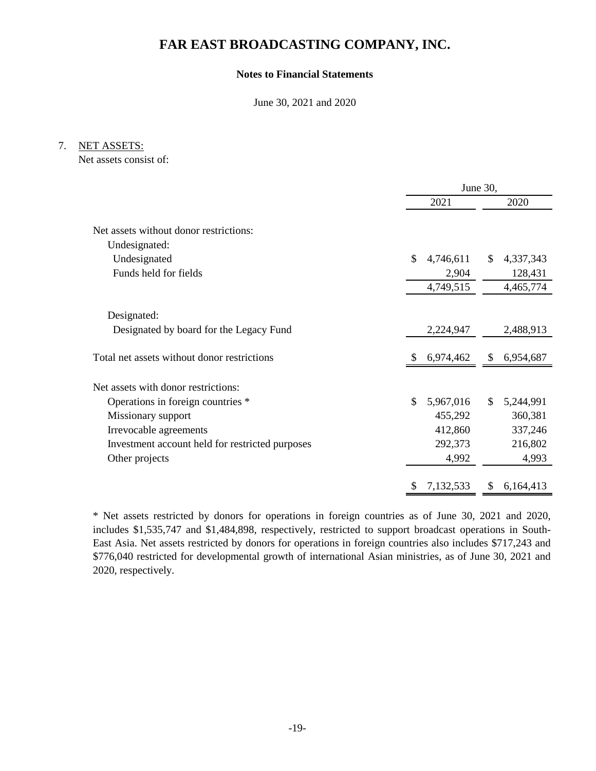# FAR EAST BROADCASTING COMPANY, INC.

**Notes to Financial Statements**

June 30, 2021 and 2020

7. NET ASSETS:

Net assets consist of:

| | June 30, 2021 | June 30, 2020 |
|---|---|---|
| Net assets without donor restrictions: | | |
| Undesignated: | | |
| Undesignated | $ 4,746,611 | $ 4,337,343 |
| Funds held for fields | 2,904 | 128,431 |
| | 4,749,515 | 4,465,774 |
| Designated: | | |
| Designated by board for the Legacy Fund | 2,224,947 | 2,488,913 |
| Total net assets without donor restrictions | $ 6,974,462 | $ 6,954,687 |
| Net assets with donor restrictions: | | |
| Operations in foreign countries * | $ 5,967,016 | $ 5,244,991 |
| Missionary support | 455,292 | 360,381 |
| Irrevocable agreements | 412,860 | 337,246 |
| Investment account held for restricted purposes | 292,373 | 216,802 |
| Other projects | 4,992 | 4,993 |
| | $ 7,132,533 | $ 6,164,413 |

* Net assets restricted by donors for operations in foreign countries as of June 30, 2021 and 2020, includes $1,535,747 and $1,484,898, respectively, restricted to support broadcast operations in South-East Asia. Net assets restricted by donors for operations in foreign countries also includes $717,243 and $776,040 restricted for developmental growth of international Asian ministries, as of June 30, 2021 and 2020, respectively.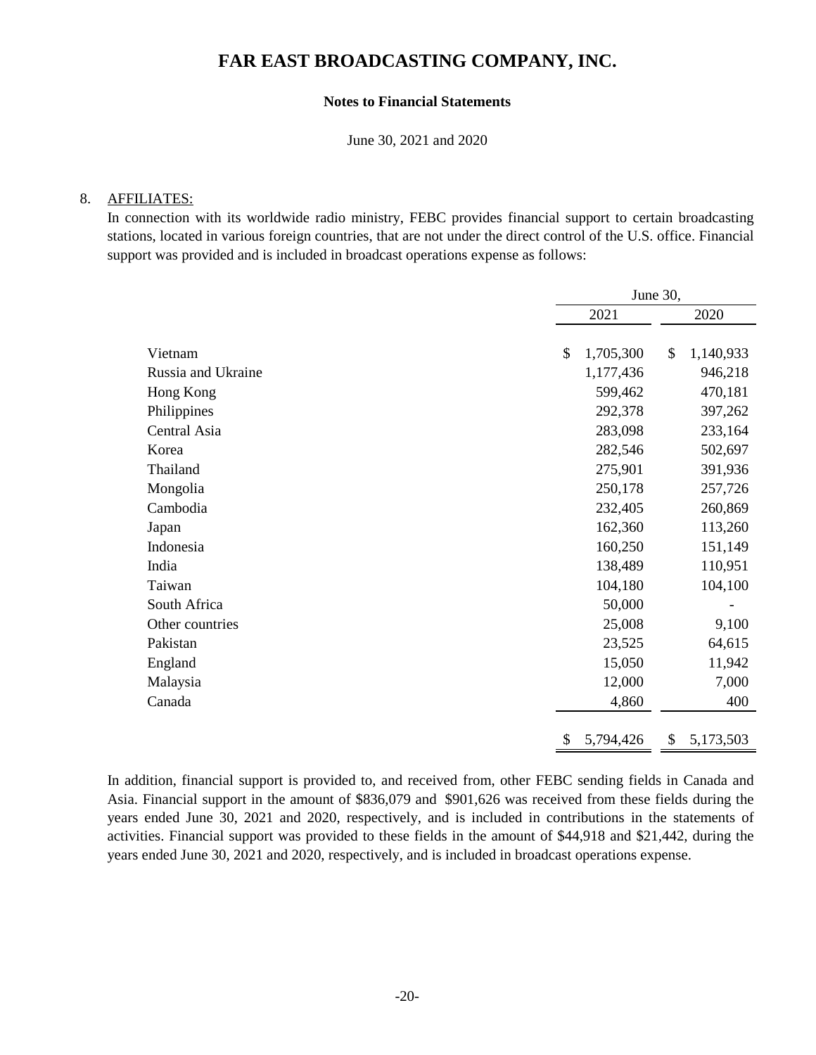# FAR EAST BROADCASTING COMPANY, INC.

**Notes to Financial Statements**

June 30, 2021 and 2020

8. AFFILIATES:

In connection with its worldwide radio ministry, FEBC provides financial support to certain broadcasting stations, located in various foreign countries, that are not under the direct control of the U.S. office. Financial support was provided and is included in broadcast operations expense as follows:

| | June 30, | |
|---|---|---|
| | 2021 | 2020 |
| Vietnam | $ 1,705,300 | $ 1,140,933 |
| Russia and Ukraine | 1,177,436 | 946,218 |
| Hong Kong | 599,462 | 470,181 |
| Philippines | 292,378 | 397,262 |
| Central Asia | 283,098 | 233,164 |
| Korea | 282,546 | 502,697 |
| Thailand | 275,901 | 391,936 |
| Mongolia | 250,178 | 257,726 |
| Cambodia | 232,405 | 260,869 |
| Japan | 162,360 | 113,260 |
| Indonesia | 160,250 | 151,149 |
| India | 138,489 | 110,951 |
| Taiwan | 104,180 | 104,100 |
| South Africa | 50,000 | - |
| Other countries | 25,008 | 9,100 |
| Pakistan | 23,525 | 64,615 |
| England | 15,050 | 11,942 |
| Malaysia | 12,000 | 7,000 |
| Canada | 4,860 | 400 |
| | $ 5,794,426 | $ 5,173,503 |

In addition, financial support is provided to, and received from, other FEBC sending fields in Canada and Asia. Financial support in the amount of $836,079 and $901,626 was received from these fields during the years ended June 30, 2021 and 2020, respectively, and is included in contributions in the statements of activities. Financial support was provided to these fields in the amount of $44,918 and $21,442, during the years ended June 30, 2021 and 2020, respectively, and is included in broadcast operations expense.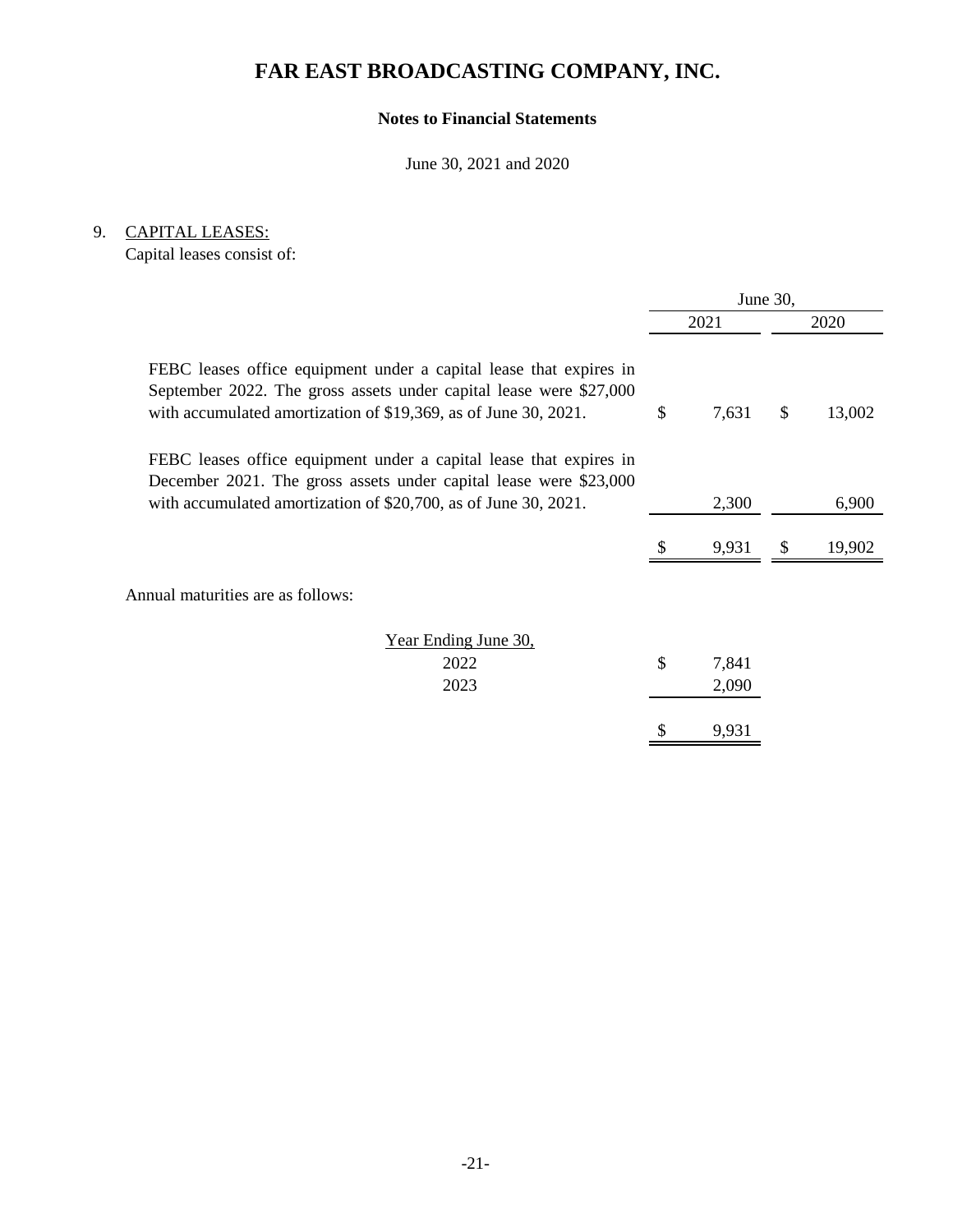# FAR EAST BROADCASTING COMPANY, INC.

**Notes to Financial Statements**

June 30, 2021 and 2020

9. CAPITAL LEASES:

Capital leases consist of:

| | June 30, 2021 | June 30, 2020 |
|---|---|---|
| FEBC leases office equipment under a capital lease that expires in September 2022. The gross assets under capital lease were $27,000 with accumulated amortization of $19,369, as of June 30, 2021. | $ 7,631 | $ 13,002 |
| FEBC leases office equipment under a capital lease that expires in December 2021. The gross assets under capital lease were $23,000 with accumulated amortization of $20,700, as of June 30, 2021. | 2,300 | 6,900 |
| | $ 9,931 | $ 19,902 |

Annual maturities are as follows:

| Year Ending June 30, | |
|---|---|
| 2022 | $ 7,841 |
| 2023 | 2,090 |
| | $ 9,931 |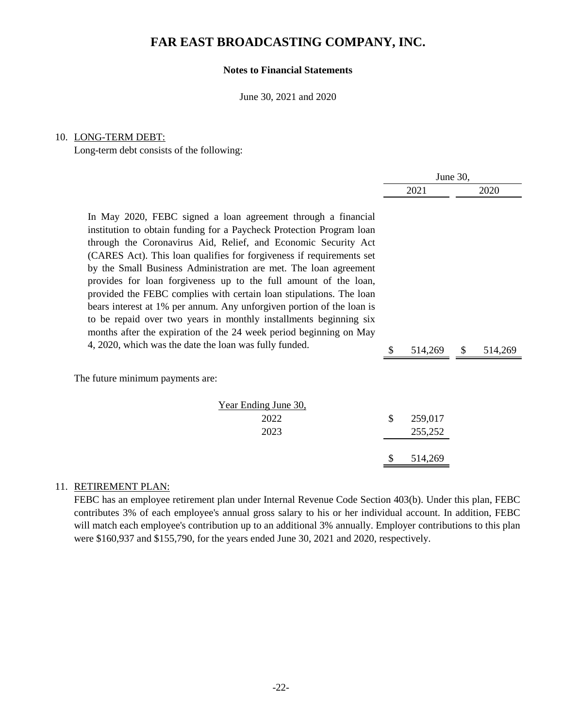# FAR EAST BROADCASTING COMPANY, INC.

**Notes to Financial Statements**

June 30, 2021 and 2020

10. LONG-TERM DEBT:

Long-term debt consists of the following:

| | June 30, | |
|---|---|---|
| | 2021 | 2020 |
| In May 2020, FEBC signed a loan agreement through a financial institution to obtain funding for a Paycheck Protection Program loan through the Coronavirus Aid, Relief, and Economic Security Act (CARES Act). This loan qualifies for forgiveness if requirements set by the Small Business Administration are met. The loan agreement provides for loan forgiveness up to the full amount of the loan, provided the FEBC complies with certain loan stipulations. The loan bears interest at 1% per annum. Any unforgiven portion of the loan is to be repaid over two years in monthly installments beginning six months after the expiration of the 24 week period beginning on May 4, 2020, which was the date the loan was fully funded. | $ 514,269 | $ 514,269 |

The future minimum payments are:

| Year Ending June 30, | |
|---|---|
| 2022 | $ 259,017 |
| 2023 | 255,252 |
| | $ 514,269 |

11. RETIREMENT PLAN:

FEBC has an employee retirement plan under Internal Revenue Code Section 403(b). Under this plan, FEBC contributes 3% of each employee's annual gross salary to his or her individual account. In addition, FEBC will match each employee's contribution up to an additional 3% annually. Employer contributions to this plan were $160,937 and $155,790, for the years ended June 30, 2021 and 2020, respectively.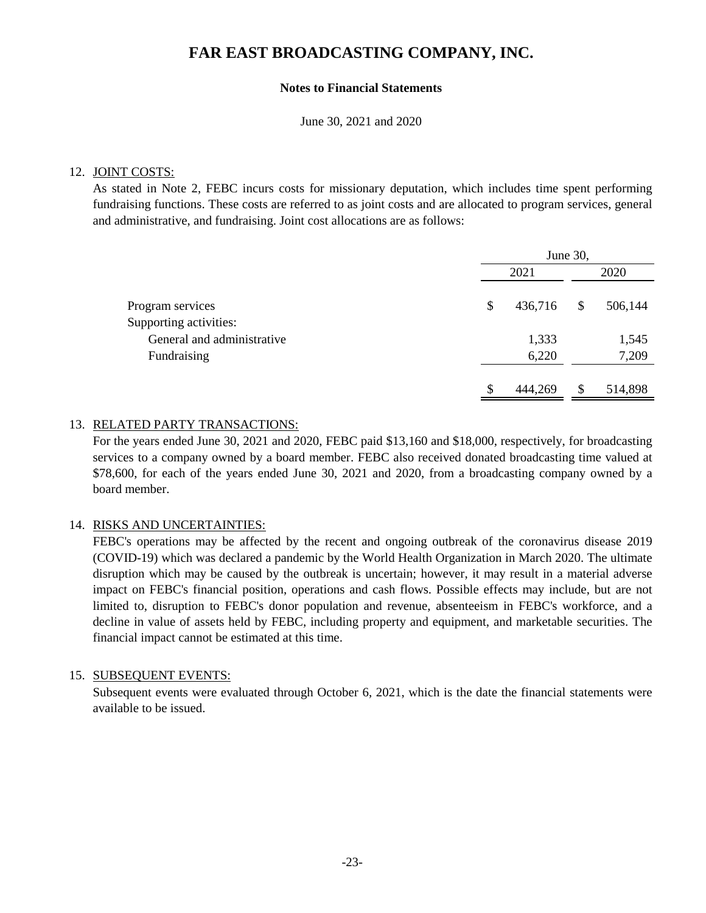# FAR EAST BROADCASTING COMPANY, INC.

**Notes to Financial Statements**

June 30, 2021 and 2020

12. JOINT COSTS:

As stated in Note 2, FEBC incurs costs for missionary deputation, which includes time spent performing fundraising functions. These costs are referred to as joint costs and are allocated to program services, general and administrative, and fundraising. Joint cost allocations are as follows:

| | June 30, | |
|---|---|---|
| | 2021 | 2020 |
| Program services | $ 436,716 | $ 506,144 |
| Supporting activities: | | |
| General and administrative | 1,333 | 1,545 |
| Fundraising | 6,220 | 7,209 |
| | $ 444,269 | $ 514,898 |

13. RELATED PARTY TRANSACTIONS:

For the years ended June 30, 2021 and 2020, FEBC paid $13,160 and $18,000, respectively, for broadcasting services to a company owned by a board member. FEBC also received donated broadcasting time valued at $78,600, for each of the years ended June 30, 2021 and 2020, from a broadcasting company owned by a board member.

14. RISKS AND UNCERTAINTIES:

FEBC's operations may be affected by the recent and ongoing outbreak of the coronavirus disease 2019 (COVID-19) which was declared a pandemic by the World Health Organization in March 2020. The ultimate disruption which may be caused by the outbreak is uncertain; however, it may result in a material adverse impact on FEBC's financial position, operations and cash flows. Possible effects may include, but are not limited to, disruption to FEBC's donor population and revenue, absenteeism in FEBC's workforce, and a decline in value of assets held by FEBC, including property and equipment, and marketable securities. The financial impact cannot be estimated at this time.

15. SUBSEQUENT EVENTS:

Subsequent events were evaluated through October 6, 2021, which is the date the financial statements were available to be issued.